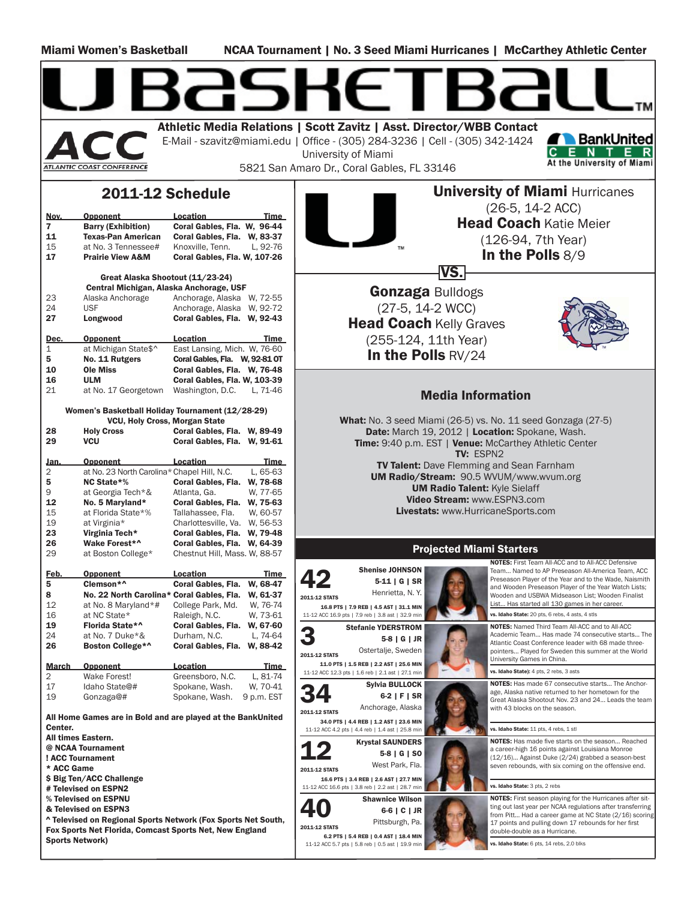Miami Women's Basketball | NCAA Tournament | No. 3 Seed Miami Hurricanes | McCarthey Athletic Center

# U BASKETBALL™

ACC — Atlantic Coast Conference

**Athletic Media Relations | Scott Zavitz | Asst. Director/WBB Contact**
E-Mail - szavitz@miami.edu | Office - (305) 284-3236 | Cell - (305) 342-1424
University of Miami
5821 San Amaro Dr., Coral Gables, FL 33146

BankUnited Center — At the University of Miami

## 2011-12 Schedule

| Nov. | Opponent | Location | Time |
|---|---|---|---|
| **7** | **Barry (Exhibition)** | **Coral Gables, Fla.** | **W, 96-44** |
| **11** | **Texas-Pan American** | **Coral Gables, Fla.** | **W, 83-37** |
| 15 | at No. 3 Tennessee# | Knoxville, Tenn. | L, 92-76 |
| **17** | **Prairie View A&M** | **Coral Gables, Fla.** | **W, 107-26** |
| | **Great Alaska Shootout (11/23-24)** **Central Michigan, Alaska Anchorage, USF** | | |
| 23 | Alaska Anchorage | Anchorage, Alaska | W, 72-55 |
| 24 | USF | Anchorage, Alaska | W, 92-72 |
| **27** | **Longwood** | **Coral Gables, Fla.** | **W, 92-43** |
| **Dec.** | **Opponent** | **Location** | **Time** |
| 1 | at Michigan State$^ | East Lansing, Mich. | W, 76-60 |
| **5** | **No. 11 Rutgers** | **Coral Gables, Fla.** | **W, 92-81 OT** |
| **10** | **Ole Miss** | **Coral Gables, Fla.** | **W, 76-48** |
| **16** | **ULM** | **Coral Gables, Fla.** | **W, 103-39** |
| 21 | at No. 17 Georgetown | Washington, D.C. | L, 71-46 |
| | **Women's Basketball Holiday Tournament (12/28-29)** **VCU, Holy Cross, Morgan State** | | |
| **28** | **Holy Cross** | **Coral Gables, Fla.** | **W, 89-49** |
| **29** | **VCU** | **Coral Gables, Fla.** | **W, 91-61** |
| **Jan.** | **Opponent** | **Location** | **Time** |
| 2 | at No. 23 North Carolina* | Chapel Hill, N.C. | L, 65-63 |
| **5** | **NC State*%** | **Coral Gables, Fla.** | **W, 78-68** |
| 9 | at Georgia Tech*& | Atlanta, Ga. | W, 77-65 |
| **12** | **No. 5 Maryland*** | **Coral Gables, Fla.** | **W, 75-63** |
| 15 | at Florida State*% | Tallahassee, Fla. | W, 60-57 |
| 19 | at Virginia* | Charlottesville, Va. | W, 56-53 |
| **23** | **Virginia Tech*** | **Coral Gables, Fla.** | **W, 79-48** |
| **26** | **Wake Forest*^** | **Coral Gables, Fla.** | **W, 64-39** |
| 29 | at Boston College* | Chestnut Hill, Mass. | W, 88-57 |
| **Feb.** | **Opponent** | **Location** | **Time** |
| **5** | **Clemson*^** | **Coral Gables, Fla.** | **W, 68-47** |
| **8** | **No. 22 North Carolina*** | **Coral Gables, Fla.** | **W, 61-37** |
| 12 | at No. 8 Maryland*# | College Park, Md. | W, 76-74 |
| 16 | at NC State* | Raleigh, N.C. | W, 73-61 |
| **19** | **Florida State*^** | **Coral Gables, Fla.** | **W, 67-60** |
| 24 | at No. 7 Duke*& | Durham, N.C. | L, 74-64 |
| **26** | **Boston College*^** | **Coral Gables, Fla.** | **W, 88-42** |
| **March** | **Opponent** | **Location** | **Time** |
| 2 | Wake Forest! | Greensboro, N.C. | L, 81-74 |
| 17 | Idaho State@# | Spokane, Wash. | W, 70-41 |
| 19 | Gonzaga@# | Spokane, Wash. | 9 p.m. EST |

**All Home Games are in Bold and are played at the BankUnited Center.**
**All times Eastern.**
**@ NCAA Tournament**
**! ACC Tournament**
**\* ACC Game**
**$ Big Ten/ACC Challenge**
**# Televised on ESPN2**
**% Televised on ESPNU**
**& Televised on ESPN3**
**^ Televised on Regional Sports Network (Fox Sports Net South, Fox Sports Net Florida, Comcast Sports Net, New England Sports Network)**

---

**University of Miami** Hurricanes
(26-5, 14-2 ACC)
**Head Coach** Katie Meier
(126-94, 7th Year)
**In the Polls** 8/9

**VS.**

**Gonzaga** Bulldogs
(27-5, 14-2 WCC)
**Head Coach** Kelly Graves
(255-124, 11th Year)
**In the Polls** RV/24

## Media Information

**What:** No. 3 seed Miami (26-5) vs. No. 11 seed Gonzaga (27-5)
**Date:** March 19, 2012 | **Location:** Spokane, Wash.
**Time:** 9:40 p.m. EST | **Venue:** McCarthey Athletic Center
**TV:** ESPN2
**TV Talent:** Dave Flemming and Sean Farnham
**UM Radio/Stream:** 90.5 WVUM/www.wvum.org
**UM Radio Talent:** Kyle Sielaff
**Video Stream:** www.ESPN3.com
**Livestats:** www.HurricaneSports.com

## Projected Miami Starters

**42 — Shenise JOHNSON** | 5-11 | G | SR | Henrietta, N. Y.
2011-12 STATS: 16.8 PTS | 7.9 REB | 4.5 AST | 31.1 MIN
11-12 ACC 16.9 pts | 7.9 reb | 3.8 ast | 32.9 min
**NOTES:** First Team All-ACC and to All-ACC Defensive Team... Named to AP Preseason All-America Team, ACC Preseason Player of the Year and to the Wade, Naismith and Wooden Preseason Player of the Year Watch Lists; Wooden and USBWA Midseason List; Wooden Finalist List... Has started all 130 games in her career.
**vs. Idaho State:** 20 pts, 6 rebs, 4 asts, 4 stls

**3 — Stefanie YDERSTROM** | 5-8 | G | JR | Ostertalje, Sweden
2011-12 STATS: 11.0 PTS | 1.5 REB | 2.2 AST | 25.6 MIN
11-12 ACC 12.3 pts | 1.6 reb | 2.1 ast | 27.1 min
**NOTES:** Named Third Team All-ACC and to All-ACC Academic Team... Has made 74 consecutive starts... The Atlantic Coast Conference leader with 68 made three-pointers... Played for Sweden this summer at the World University Games in China.
**vs. Idaho State):** 4 pts, 2 rebs, 3 asts

**34 — Sylvia BULLOCK** | 6-2 | F | SR | Anchorage, Alaska
2011-12 STATS: 34.0 PTS | 4.4 REB | 1.2 AST | 23.6 MIN
11-12 ACC 4.2 pts | 4.4 reb | 1.4 ast | 25.8 min
**NOTES:** Has made 67 consecutive starts... The Anchorage, Alaska native returned to her hometown for the Great Alaska Shootout Nov. 23 and 24... Leads the team with 43 blocks on the season.
**vs. Idaho State:** 11 pts, 4 rebs, 1 stl

**12 — Krystal SAUNDERS** | 5-8 | G | SO | West Park, Fla.
2011-12 STATS: 16.6 PTS | 3.4 REB | 2.6 AST | 27.7 MIN
11-12 ACC 16.6 pts | 3.8 reb | 2.2 ast | 28.7 min
**NOTES:** Has made five starts on the season... Reached a career-high 16 points against Louisiana Monroe (12/16)... Against Duke (2/24) grabbed a season-best seven rebounds, with six coming on the offensive end.
**vs. Idaho State:** 3 pts, 2 rebs

**40 — Shawnice Wilson** | 6-6 | C | JR | Pittsburgh, Pa.
2011-12 STATS: 6.2 PTS | 5.4 REB | 0.4 AST | 18.4 MIN
11-12 ACC 5.7 pts | 5.8 reb | 0.5 ast | 19.9 min
**NOTES:** First season playing for the Hurricanes after sitting out last year per NCAA regulations after transferring from Pitt... Had a career game at NC State (2/16) scoring 17 points and pulling down 17 rebounds for her first double-double as a Hurricane.
**vs. Idaho State:** 6 pts, 14 rebs, 2.0 blks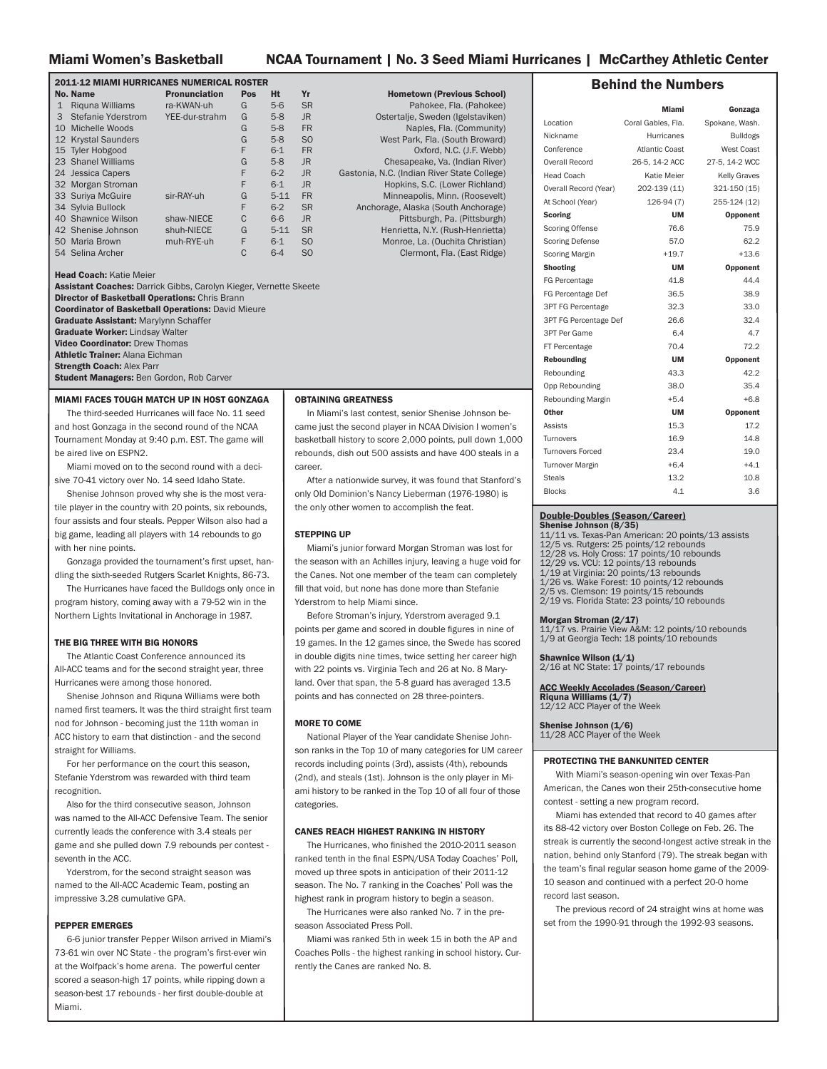# Miami Women's Basketball — NCAA Tournament | No. 3 Seed Miami Hurricanes | McCarthey Athletic Center

## 2011-12 MIAMI HURRICANES NUMERICAL ROSTER

| No. | Name | Pronunciation | Pos | Ht | Yr | Hometown (Previous School) |
|---|---|---|---|---|---|---|
| 1 | Riquna Williams | ra-KWAN-uh | G | 5-6 | SR | Pahokee, Fla. (Pahokee) |
| 3 | Stefanie Yderstrom | YEE-dur-strahm | G | 5-8 | JR | Ostertalje, Sweden (Igelstaviken) |
| 10 | Michelle Woods | | G | 5-8 | FR | Naples, Fla. (Community) |
| 12 | Krystal Saunders | | G | 5-8 | SO | West Park, Fla. (South Broward) |
| 15 | Tyler Hobgood | | F | 6-1 | FR | Oxford, N.C. (J.F. Webb) |
| 23 | Shanel Williams | | G | 5-8 | JR | Chesapeake, Va. (Indian River) |
| 24 | Jessica Capers | | F | 6-2 | JR | Gastonia, N.C. (Indian River State College) |
| 32 | Morgan Stroman | | F | 6-1 | JR | Hopkins, S.C. (Lower Richland) |
| 33 | Suriya McGuire | sir-RAY-uh | G | 5-11 | FR | Minneapolis, Minn. (Roosevelt) |
| 34 | Sylvia Bullock | | F | 6-2 | SR | Anchorage, Alaska (South Anchorage) |
| 40 | Shawnice Wilson | shaw-NIECE | C | 6-6 | JR | Pittsburgh, Pa. (Pittsburgh) |
| 42 | Shenise Johnson | shuh-NIECE | G | 5-11 | SR | Henrietta, N.Y. (Rush-Henrietta) |
| 50 | Maria Brown | muh-RYE-uh | F | 6-1 | SO | Monroe, La. (Ouchita Christian) |
| 54 | Selina Archer | | C | 6-4 | SO | Clermont, Fla. (East Ridge) |

**Head Coach:** Katie Meier
**Assistant Coaches:** Darrick Gibbs, Carolyn Kieger, Vernette Skeete
**Director of Basketball Operations:** Chris Brann
**Coordinator of Basketball Operations:** David Mieure
**Graduate Assistant:** Marylynn Schaffer
**Graduate Worker:** Lindsay Walter
**Video Coordinator:** Drew Thomas
**Athletic Trainer:** Alana Eichman
**Strength Coach:** Alex Parr
**Student Managers:** Ben Gordon, Rob Carver

### MIAMI FACES TOUGH MATCH UP IN HOST GONZAGA

The third-seeded Hurricanes will face No. 11 seed and host Gonzaga in the second round of the NCAA Tournament Monday at 9:40 p.m. EST. The game will be aired live on ESPN2.

Miami moved on to the second round with a decisive 70-41 victory over No. 14 seed Idaho State.

Shenise Johnson proved why she is the most versatile player in the country with 20 points, six rebounds, four assists and four steals. Pepper Wilson also had a big game, leading all players with 14 rebounds to go with her nine points.

Gonzaga provided the tournament's first upset, handling the sixth-seeded Rutgers Scarlet Knights, 86-73.

The Hurricanes have faced the Bulldogs only once in program history, coming away with a 79-52 win in the Northern Lights Invitational in Anchorage in 1987.

### THE BIG THREE WITH BIG HONORS

The Atlantic Coast Conference announced its All-ACC teams and for the second straight year, three Hurricanes were among those honored.

Shenise Johnson and Riquna Williams were both named first teamers. It was the third straight first team nod for Johnson - becoming just the 11th woman in ACC history to earn that distinction - and the second straight for Williams.

For her performance on the court this season, Stefanie Yderstrom was rewarded with third team recognition.

Also for the third consecutive season, Johnson was named to the All-ACC Defensive Team. The senior currently leads the conference with 3.4 steals per game and she pulled down 7.9 rebounds per contest - seventh in the ACC.

Yderstrom, for the second straight season was named to the All-ACC Academic Team, posting an impressive 3.28 cumulative GPA.

### PEPPER EMERGES

6-6 junior transfer Pepper Wilson arrived in Miami's 73-61 win over NC State - the program's first-ever win at the Wolfpack's home arena. The powerful center scored a season-high 17 points, while ripping down a season-best 17 rebounds - her first double-double at Miami.

### OBTAINING GREATNESS

In Miami's last contest, senior Shenise Johnson became just the second player in NCAA Division I women's basketball history to score 2,000 points, pull down 1,000 rebounds, dish out 500 assists and have 400 steals in a career.

After a nationwide survey, it was found that Stanford's only Old Dominion's Nancy Lieberman (1976-1980) is the only other women to accomplish the feat.

### STEPPING UP

Miami's junior forward Morgan Stroman was lost for the season with an Achilles injury, leaving a huge void for the Canes. Not one member of the team can completely fill that void, but none has done more than Stefanie Yderstrom to help Miami since.

Before Stroman's injury, Yderstrom averaged 9.1 points per game and scored in double figures in nine of 19 games. In the 12 games since, the Swede has scored in double digits nine times, twice setting her career high with 22 points vs. Virginia Tech and 26 at No. 8 Maryland. Over that span, the 5-8 guard has averaged 13.5 points and has connected on 28 three-pointers.

### MORE TO COME

National Player of the Year candidate Shenise Johnson ranks in the Top 10 of many categories for UM career records including points (3rd), assists (4th), rebounds (2nd), and steals (1st). Johnson is the only player in Miami history to be ranked in the Top 10 of all four of those categories.

### CANES REACH HIGHEST RANKING IN HISTORY

The Hurricanes, who finished the 2010-2011 season ranked tenth in the final ESPN/USA Today Coaches' Poll, moved up three spots in anticipation of their 2011-12 season. The No. 7 ranking in the Coaches' Poll was the highest rank in program history to begin a season.

The Hurricanes were also ranked No. 7 in the preseason Associated Press Poll.

Miami was ranked 5th in week 15 in both the AP and Coaches Polls - the highest ranking in school history. Currently the Canes are ranked No. 8.

## Behind the Numbers

| | Miami | Gonzaga |
|---|---|---|
| Location | Coral Gables, Fla. | Spokane, Wash. |
| Nickname | Hurricanes | Bulldogs |
| Conference | Atlantic Coast | West Coast |
| Overall Record | 26-5, 14-2 ACC | 27-5, 14-2 WCC |
| Head Coach | Katie Meier | Kelly Graves |
| Overall Record (Year) | 202-139 (11) | 321-150 (15) |
| At School (Year) | 126-94 (7) | 255-124 (12) |
| **Scoring** | **UM** | **Opponent** |
| Scoring Offense | 76.6 | 75.9 |
| Scoring Defense | 57.0 | 62.2 |
| Scoring Margin | +19.7 | +13.6 |
| **Shooting** | **UM** | **Opponent** |
| FG Percentage | 41.8 | 44.4 |
| FG Percentage Def | 36.5 | 38.9 |
| 3PT FG Percentage | 32.3 | 33.0 |
| 3PT FG Percentage Def | 26.6 | 32.4 |
| 3PT Per Game | 6.4 | 4.7 |
| FT Percentage | 70.4 | 72.2 |
| **Rebounding** | **UM** | **Opponent** |
| Rebounding | 43.3 | 42.2 |
| Opp Rebounding | 38.0 | 35.4 |
| Rebounding Margin | +5.4 | +6.8 |
| **Other** | **UM** | **Opponent** |
| Assists | 15.3 | 17.2 |
| Turnovers | 16.9 | 14.8 |
| Turnovers Forced | 23.4 | 19.0 |
| Turnover Margin | +6.4 | +4.1 |
| Steals | 13.2 | 10.8 |
| Blocks | 4.1 | 3.6 |

### Double-Doubles (Season/Career)

**Shenise Johnson (8/35)**
11/11 vs. Texas-Pan American: 20 points/13 assists
12/5 vs. Rutgers: 25 points/12 rebounds
12/28 vs. Holy Cross: 17 points/10 rebounds
12/29 vs. VCU: 12 points/13 rebounds
1/19 at Virginia: 20 points/13 rebounds
1/26 vs. Wake Forest: 10 points/12 rebounds
2/5 vs. Clemson: 19 points/15 rebounds
2/19 vs. Florida State: 23 points/10 rebounds

**Morgan Stroman (2/17)**
11/17 vs. Prairie View A&M: 12 points/10 rebounds
1/9 at Georgia Tech: 18 points/10 rebounds

**Shawnice Wilson (1/1)**
2/16 at NC State: 17 points/17 rebounds

### ACC Weekly Accolades (Season/Career)

**Riquna Williams (1/7)**
12/12 ACC Player of the Week

**Shenise Johnson (1/6)**
11/28 ACC Player of the Week

### PROTECTING THE BANKUNITED CENTER

With Miami's season-opening win over Texas-Pan American, the Canes won their 25th-consecutive home contest - setting a new program record.

Miami has extended that record to 40 games after its 88-42 victory over Boston College on Feb. 26. The streak is currently the second-longest active streak in the nation, behind only Stanford (79). The streak began with the team's final regular season home game of the 2009-10 season and continued with a perfect 20-0 home record last season.

The previous record of 24 straight wins at home was set from the 1990-91 through the 1992-93 seasons.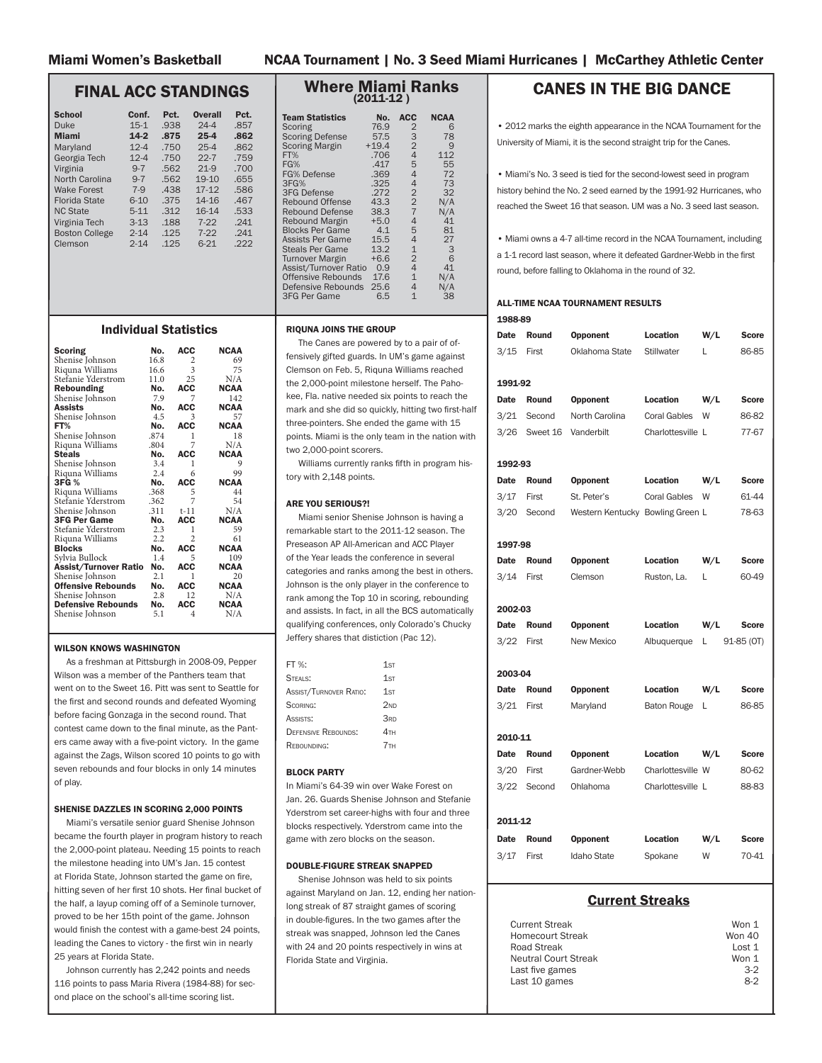## FINAL ACC STANDINGS

| School | Conf. | Pct. | Overall | Pct. |
|---|---|---|---|---|
| Duke | 15-1 | .938 | 24-4 | .857 |
| **Miami** | **14-2** | **.875** | **25-4** | **.862** |
| Maryland | 12-4 | .750 | 25-4 | .862 |
| Georgia Tech | 12-4 | .750 | 22-7 | .759 |
| Virginia | 9-7 | .562 | 21-9 | .700 |
| North Carolina | 9-7 | .562 | 19-10 | .655 |
| Wake Forest | 7-9 | .438 | 17-12 | .586 |
| Florida State | 6-10 | .375 | 14-16 | .467 |
| NC State | 5-11 | .312 | 16-14 | .533 |
| Virginia Tech | 3-13 | .188 | 7-22 | .241 |
| Boston College | 2-14 | .125 | 7-22 | .241 |
| Clemson | 2-14 | .125 | 6-21 | .222 |

## Where Miami Ranks (2011-12 )

| Team Statistics | No. | ACC | NCAA |
|---|---|---|---|
| Scoring | 76.9 | 2 | 6 |
| Scoring Defense | 57.5 | 3 | 78 |
| Scoring Margin | +19.4 | 2 | 9 |
| FT% | .706 | 4 | 112 |
| FG% | .417 | 5 | 55 |
| FG% Defense | .369 | 4 | 72 |
| 3FG% | .325 | 4 | 73 |
| 3FG Defense | .272 | 2 | 32 |
| Rebound Offense | 43.3 | 2 | N/A |
| Rebound Defense | 38.3 | 7 | N/A |
| Rebound Margin | +5.0 | 4 | 41 |
| Blocks Per Game | 4.1 | 5 | 81 |
| Assists Per Game | 15.5 | 4 | 27 |
| Steals Per Game | 13.2 | 1 | 3 |
| Turnover Margin | +6.6 | 2 | 6 |
| Assist/Turnover Ratio | 0.9 | 4 | 41 |
| Offensive Rebounds | 17.6 | 1 | N/A |
| Defensive Rebounds | 25.6 | 4 | N/A |
| 3FG Per Game | 6.5 | 1 | 38 |

## Individual Statistics

| Scoring | No. | ACC | NCAA |
|---|---|---|---|
| Shenise Johnson | 16.8 | 2 | 69 |
| Riquna Williams | 16.6 | 3 | 75 |
| Stefanie Yderstrom | 11.0 | 25 | N/A |
| **Rebounding** | **No.** | **ACC** | **NCAA** |
| Shenise Johnson | 7.9 | 7 | 142 |
| **Assists** | **No.** | **ACC** | **NCAA** |
| Shenise Johnson | 4.5 | 3 | 57 |
| **FT%** | **No.** | **ACC** | **NCAA** |
| Shenise Johnson | .874 | 1 | 18 |
| Riquna Williams | .804 | 7 | N/A |
| **Steals** | **No.** | **ACC** | **NCAA** |
| Shenise Johnson | 3.4 | 1 | 9 |
| Riquna Williams | 2.4 | 6 | 99 |
| **3FG %** | **No.** | **ACC** | **NCAA** |
| Riquna Williams | .368 | 5 | 44 |
| Stefanie Yderstrom | .362 | 7 | 54 |
| Shenise Johnson | .311 | t-11 | N/A |
| **3FG Per Game** | **No.** | **ACC** | **NCAA** |
| Stefanie Yderstrom | 2.3 | 1 | 59 |
| Riquna Williams | 2.2 | 2 | 61 |
| **Blocks** | **No.** | **ACC** | **NCAA** |
| Sylvia Bullock | 1.4 | 5 | 109 |
| **Assist/Turnover Ratio** | **No.** | **ACC** | **NCAA** |
| Shenise Johnson | 2.1 | 1 | 20 |
| **Offensive Rebounds** | **No.** | **ACC** | **NCAA** |
| Shenise Johnson | 2.8 | 12 | N/A |
| **Defensive Rebounds** | **No.** | **ACC** | **NCAA** |
| Shenise Johnson | 5.1 | 4 | N/A |

#### WILSON KNOWS WASHINGTON

As a freshman at Pittsburgh in 2008-09, Pepper Wilson was a member of the Panthers team that went on to the Sweet 16. Pitt was sent to Seattle for the first and second rounds and defeated Wyoming before facing Gonzaga in the second round. That contest came down to the final minute, as the Panters came away with a five-point victory. In the game against the Zags, Wilson scored 10 points to go with seven rebounds and four blocks in only 14 minutes of play.

#### SHENISE DAZZLES IN SCORING 2,000 POINTS

Miami's versatile senior guard Shenise Johnson became the fourth player in program history to reach the 2,000-point plateau. Needing 15 points to reach the milestone heading into UM's Jan. 15 contest at Florida State, Johnson started the game on fire, hitting seven of her first 10 shots. Her final bucket of the half, a layup coming off of a Seminole turnover, proved to be her 15th point of the game. Johnson would finish the contest with a game-best 24 points, leading the Canes to victory - the first win in nearly 25 years at Florida State.

Johnson currently has 2,242 points and needs 116 points to pass Maria Rivera (1984-88) for second place on the school's all-time scoring list.

#### RIQUNA JOINS THE GROUP

The Canes are powered by to a pair of offensively gifted guards. In UM's game against Clemson on Feb. 5, Riquna Williams reached the 2,000-point milestone herself. The Pahokee, Fla. native needed six points to reach the mark and she did so quickly, hitting two first-half three-pointers. She ended the game with 15 points. Miami is the only team in the nation with two 2,000-point scorers.

Williams currently ranks fifth in program history with 2,148 points.

#### ARE YOU SERIOUS?!

Miami senior Shenise Johnson is having a remarkable start to the 2011-12 season. The Preseason AP All-American and ACC Player of the Year leads the conference in several categories and ranks among the best in others. Johnson is the only player in the conference to rank among the Top 10 in scoring, rebounding and assists. In fact, in all the BCS automatically qualifying conferences, only Colorado's Chucky Jeffery shares that distiction (Pac 12).

| | |
|---|---|
| FT %: | 1st |
| Steals: | 1st |
| Assist/Turnover Ratio: | 1st |
| Scoring: | 2nd |
| Assists: | 3rd |
| Defensive Rebounds: | 4th |
| Rebounding: | 7th |

#### BLOCK PARTY

In Miami's 64-39 win over Wake Forest on Jan. 26. Guards Shenise Johnson and Stefanie Yderstrom set career-highs with four and three blocks respectively. Yderstrom came into the game with zero blocks on the season.

#### DOUBLE-FIGURE STREAK SNAPPED

Shenise Johnson was held to six points against Maryland on Jan. 12, ending her nation-long streak of 87 straight games of scoring in double-figures. In the two games after the streak was snapped, Johnson led the Canes with 24 and 20 points respectively in wins at Florida State and Virginia.

## CANES IN THE BIG DANCE

- 2012 marks the eighth appearance in the NCAA Tournament for the University of Miami, it is the second straight trip for the Canes.
- Miami's No. 3 seed is tied for the second-lowest seed in program history behind the No. 2 seed earned by the 1991-92 Hurricanes, who reached the Sweet 16 that season. UM was a No. 3 seed last season.
- Miami owns a 4-7 all-time record in the NCAA Tournament, including a 1-1 record last season, where it defeated Gardner-Webb in the first round, before falling to Oklahoma in the round of 32.

#### ALL-TIME NCAA TOURNAMENT RESULTS

**1988-89**

| Date | Round | Opponent | Location | W/L | Score |
|---|---|---|---|---|---|
| 3/15 | First | Oklahoma State | Stillwater | L | 86-85 |

**1991-92**

| Date | Round | Opponent | Location | W/L | Score |
|---|---|---|---|---|---|
| 3/21 | Second | North Carolina | Coral Gables | W | 86-82 |
| 3/26 | Sweet 16 | Vanderbilt | Charlottesville | L | 77-67 |

**1992-93**

| Date | Round | Opponent | Location | W/L | Score |
|---|---|---|---|---|---|
| 3/17 | First | St. Peter's | Coral Gables | W | 61-44 |
| 3/20 | Second | Western Kentucky | Bowling Green | L | 78-63 |

**1997-98**

| Date | Round | Opponent | Location | W/L | Score |
|---|---|---|---|---|---|
| 3/14 | First | Clemson | Ruston, La. | L | 60-49 |

**2002-03**

| Date | Round | Opponent | Location | W/L | Score |
|---|---|---|---|---|---|
| 3/22 | First | New Mexico | Albuquerque | L | 91-85 (OT) |

**2003-04**

| Date | Round | Opponent | Location | W/L | Score |
|---|---|---|---|---|---|
| 3/21 | First | Maryland | Baton Rouge | L | 86-85 |

**2010-11**

| Date | Round | Opponent | Location | W/L | Score |
|---|---|---|---|---|---|
| 3/20 | First | Gardner-Webb | Charlottesville | W | 80-62 |
| 3/22 | Second | Ohlahoma | Charlottesville | L | 88-83 |

**2011-12**

| Date | Round | Opponent | Location | W/L | Score |
|---|---|---|---|---|---|
| 3/17 | First | Idaho State | Spokane | W | 70-41 |

## Current Streaks

| | |
|---|---|
| Current Streak | Won 1 |
| Homecourt Streak | Won 40 |
| Road Streak | Lost 1 |
| Neutral Court Streak | Won 1 |
| Last five games | 3-2 |
| Last 10 games | 8-2 |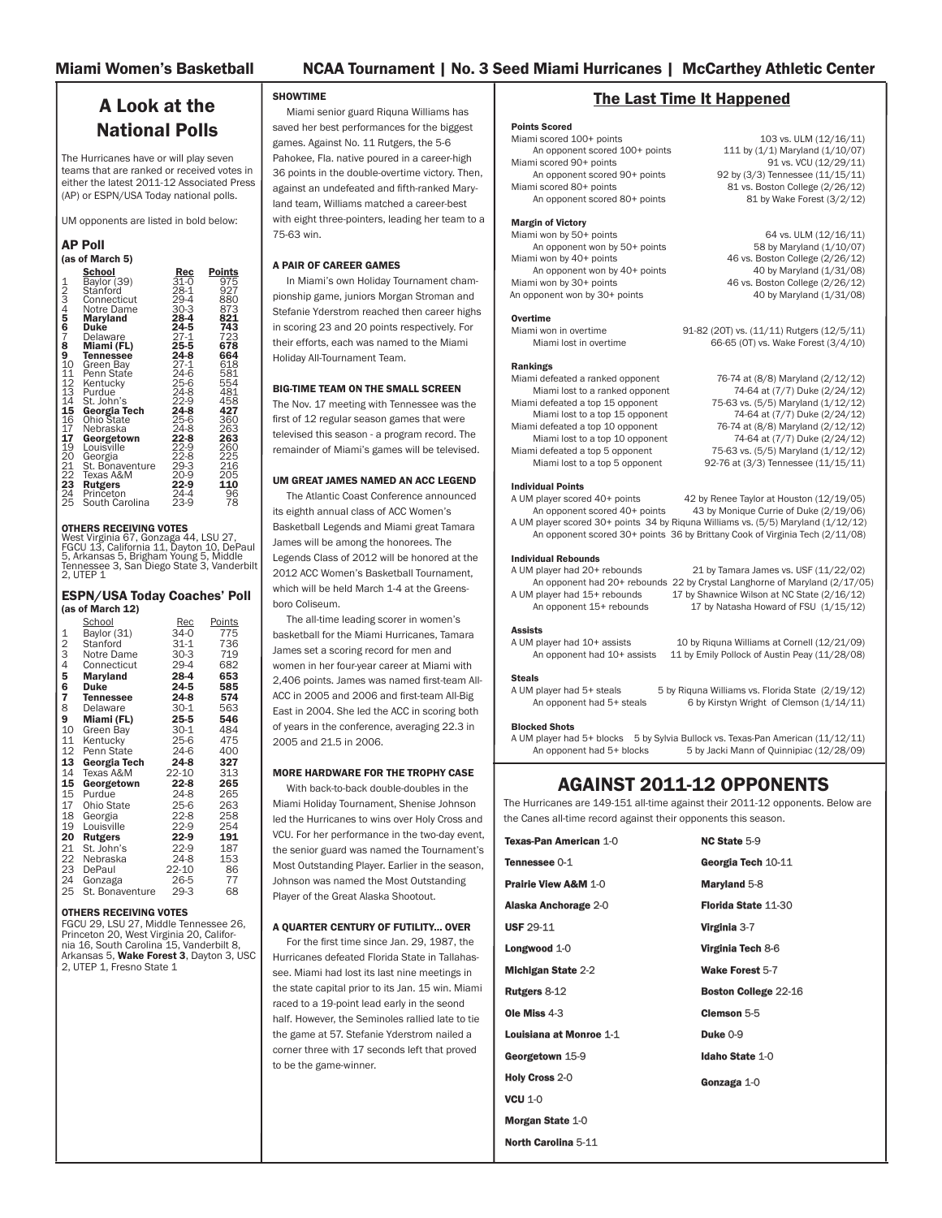## A Look at the National Polls

The Hurricanes have or will play seven teams that are ranked or received votes in either the latest 2011-12 Associated Press (AP) or ESPN/USA Today national polls.

UM opponents are listed in bold below:

### AP Poll
(as of March 5)

| | School | Rec | Points |
|---|---|---|---|
| 1 | Baylor (39) | 31-0 | 975 |
| 2 | Stanford | 28-1 | 927 |
| 3 | Connecticut | 29-4 | 880 |
| 4 | Notre Dame | 30-3 | 873 |
| **5** | **Maryland** | **28-4** | **821** |
| **6** | **Duke** | **24-5** | **743** |
| 7 | Delaware | 27-1 | 723 |
| **8** | **Miami (FL)** | **25-5** | **678** |
| **9** | **Tennessee** | **24-8** | **664** |
| 10 | Green Bay | 27-1 | 618 |
| 11 | Penn State | 24-6 | 581 |
| 12 | Kentucky | 25-6 | 554 |
| 13 | Purdue | 24-8 | 481 |
| 14 | St. John's | 22-9 | 458 |
| **15** | **Georgia Tech** | **24-8** | **427** |
| 16 | Ohio State | 25-6 | 360 |
| 17 | Nebraska | 24-8 | 263 |
| **17** | **Georgetown** | **22-8** | **263** |
| 19 | Louisville | 22-9 | 260 |
| 20 | Georgia | 22-8 | 225 |
| 21 | St. Bonaventure | 29-3 | 216 |
| 22 | Texas A&M | 20-9 | 205 |
| **23** | **Rutgers** | **22-9** | **110** |
| 24 | Princeton | 24-4 | 96 |
| 25 | South Carolina | 23-9 | 78 |

**OTHERS RECEIVING VOTES**
West Virginia 67, Gonzaga 44, LSU 27, FGCU 13, California 11, Dayton 10, DePaul 5, Arkansas 5, Brigham Young 5, Middle Tennessee 3, San Diego State 3, Vanderbilt 2, UTEP 1

### ESPN/USA Today Coaches' Poll
(as of March 12)

| | School | Rec | Points |
|---|---|---|---|
| 1 | Baylor (31) | 34-0 | 775 |
| 2 | Stanford | 31-1 | 736 |
| 3 | Notre Dame | 30-3 | 719 |
| 4 | Connecticut | 29-4 | 682 |
| **5** | **Maryland** | **28-4** | **653** |
| **6** | **Duke** | **24-5** | **585** |
| **7** | **Tennessee** | **24-8** | **574** |
| 8 | Delaware | 30-1 | 563 |
| **9** | **Miami (FL)** | **25-5** | **546** |
| 10 | Green Bay | 30-1 | 484 |
| 11 | Kentucky | 25-6 | 475 |
| 12 | Penn State | 24-6 | 400 |
| **13** | **Georgia Tech** | **24-8** | **327** |
| 14 | Texas A&M | 22-10 | 313 |
| **15** | **Georgetown** | **22-8** | **265** |
| 15 | Purdue | 24-8 | 265 |
| 17 | Ohio State | 25-6 | 263 |
| 18 | Georgia | 22-8 | 258 |
| 19 | Louisville | 22-9 | 254 |
| **20** | **Rutgers** | **22-9** | **191** |
| 21 | St. John's | 22-9 | 187 |
| 22 | Nebraska | 24-8 | 153 |
| 23 | DePaul | 22-10 | 86 |
| 24 | Gonzaga | 26-5 | 77 |
| 25 | St. Bonaventure | 29-3 | 68 |

**OTHERS RECEIVING VOTES**
FGCU 29, LSU 27, Middle Tennessee 26, Princeton 20, West Virginia 20, California 16, South Carolina 15, Vanderbilt 8, Arkansas 5, **Wake Forest 3**, Dayton 3, USC 2, UTEP 1, Fresno State 1

### SHOWTIME

Miami senior guard Riquna Williams has saved her best performances for the biggest games. Against No. 11 Rutgers, the 5-6 Pahokee, Fla. native poured in a career-high 36 points in the double-overtime victory. Then, against an undefeated and fifth-ranked Maryland team, Williams matched a career-best with eight three-pointers, leading her team to a 75-63 win.

### A PAIR OF CAREER GAMES

In Miami's own Holiday Tournament championship game, juniors Morgan Stroman and Stefanie Yderstrom reached then career highs in scoring 23 and 20 points respectively. For their efforts, each was named to the Miami Holiday All-Tournament Team.

### BIG-TIME TEAM ON THE SMALL SCREEN

The Nov. 17 meeting with Tennessee was the first of 12 regular season games that were televised this season - a program record. The remainder of Miami's games will be televised.

### UM GREAT JAMES NAMED AN ACC LEGEND

The Atlantic Coast Conference announced its eighth annual class of ACC Women's Basketball Legends and Miami great Tamara James will be among the honorees. The Legends Class of 2012 will be honored at the 2012 ACC Women's Basketball Tournament, which will be held March 1-4 at the Greensboro Coliseum.

The all-time leading scorer in women's basketball for the Miami Hurricanes, Tamara James set a scoring record for men and women in her four-year career at Miami with 2,406 points. James was named first-team All-ACC in 2005 and 2006 and first-team All-Big East in 2004. She led the ACC in scoring both of years in the conference, averaging 22.3 in 2005 and 21.5 in 2006.

### MORE HARDWARE FOR THE TROPHY CASE

With back-to-back double-doubles in the Miami Holiday Tournament, Shenise Johnson led the Hurricanes to wins over Holy Cross and VCU. For her performance in the two-day event, the senior guard was named the Tournament's Most Outstanding Player. Earlier in the season, Johnson was named the Most Outstanding Player of the Great Alaska Shootout.

### A QUARTER CENTURY OF FUTILITY... OVER

For the first time since Jan. 29, 1987, the Hurricanes defeated Florida State in Tallahassee. Miami had lost its last nine meetings in the state capital prior to its Jan. 15 win. Miami raced to a 19-point lead early in the second half. However, the Seminoles rallied late to tie the game at 57. Stefanie Yderstrom nailed a corner three with 17 seconds left that proved to be the game-winner.

## The Last Time It Happened

**Points Scored**

| | |
|---|---|
| Miami scored 100+ points | 103 vs. ULM (12/16/11) |
| An opponent scored 100+ points | 111 by (1/1) Maryland (1/10/07) |
| Miami scored 90+ points | 91 vs. VCU (12/29/11) |
| An opponent scored 90+ points | 92 by (3/3) Tennessee (11/15/11) |
| Miami scored 80+ points | 81 vs. Boston College (2/26/12) |
| An opponent scored 80+ points | 81 by Wake Forest (3/2/12) |

**Margin of Victory**

| | |
|---|---|
| Miami won by 50+ points | 64 vs. ULM (12/16/11) |
| An opponent won by 50+ points | 58 by Maryland (1/10/07) |
| Miami won by 40+ points | 46 vs. Boston College (2/26/12) |
| An opponent won by 40+ points | 40 by Maryland (1/31/08) |
| Miami won by 30+ points | 46 vs. Boston College (2/26/12) |
| An opponent won by 30+ points | 40 by Maryland (1/31/08) |

**Overtime**

| | |
|---|---|
| Miami won in overtime | 91-82 (2OT) vs. (11/11) Rutgers (12/5/11) |
| Miami lost in overtime | 66-65 (OT) vs. Wake Forest (3/4/10) |

**Rankings**

| | |
|---|---|
| Miami defeated a ranked opponent | 76-74 at (8/8) Maryland (2/12/12) |
| Miami lost to a ranked opponent | 74-64 at (7/7) Duke (2/24/12) |
| Miami defeated a top 15 opponent | 75-63 vs. (5/5) Maryland (1/12/12) |
| Miami lost to a top 15 opponent | 74-64 at (7/7) Duke (2/24/12) |
| Miami defeated a top 10 opponent | 76-74 at (8/8) Maryland (2/12/12) |
| Miami lost to a top 10 opponent | 74-64 at (7/7) Duke (2/24/12) |
| Miami defeated a top 5 opponent | 75-63 vs. (5/5) Maryland (1/12/12) |
| Miami lost to a top 5 opponent | 92-76 at (3/3) Tennessee (11/15/11) |

**Individual Points**

| | |
|---|---|
| A UM player scored 40+ points | 42 by Renee Taylor at Houston (12/19/05) |
| An opponent scored 40+ points | 43 by Monique Currie of Duke (2/19/06) |
| A UM player scored 30+ points | 34 by Riquna Williams vs. (5/5) Maryland (1/12/12) |
| An opponent scored 30+ points | 36 by Brittany Cook of Virginia Tech (2/11/08) |

**Individual Rebounds**

| | |
|---|---|
| A UM player had 20+ rebounds | 21 by Tamara James vs. USF (11/22/02) |
| An opponent had 20+ rebounds | 22 by Crystal Langhorne of Maryland (2/17/05) |
| A UM player had 15+ rebounds | 17 by Shawnice Wilson at NC State (2/16/12) |
| An opponent 15+ rebounds | 17 by Natasha Howard of FSU (1/15/12) |

**Assists**

| | |
|---|---|
| A UM player had 10+ assists | 10 by Riquna Williams at Cornell (12/21/09) |
| An opponent had 10+ assists | 11 by Emily Pollock of Austin Peay (11/28/08) |

**Steals**

| | |
|---|---|
| A UM player had 5+ steals | 5 by Riquna Williams vs. Florida State (2/19/12) |
| An opponent had 5+ steals | 6 by Kirstyn Wright of Clemson (1/14/11) |

**Blocked Shots**

| | |
|---|---|
| A UM player had 5+ blocks | 5 by Sylvia Bullock vs. Texas-Pan American (11/12/11) |
| An opponent had 5+ blocks | 5 by Jacki Mann of Quinnipiac (12/28/09) |

## AGAINST 2011-12 OPPONENTS

The Hurricanes are 149-151 all-time against their 2011-12 opponents. Below are the Canes all-time record against their opponents this season.

**Texas-Pan American** 1-0
**Tennessee** 0-1
**Prairie View A&M** 1-0
**Alaska Anchorage** 2-0
**USF** 29-11
**Longwood** 1-0
**Michigan State** 2-2
**Rutgers** 8-12
**Ole Miss** 4-3
**Louisiana at Monroe** 1-1
**Georgetown** 15-9
**Holy Cross** 2-0
**VCU** 1-0
**Morgan State** 1-0
**North Carolina** 5-11
**NC State** 5-9
**Georgia Tech** 10-11
**Maryland** 5-8
**Florida State** 11-30
**Virginia** 3-7
**Virginia Tech** 8-6
**Wake Forest** 5-7
**Boston College** 22-16
**Clemson** 5-5
**Duke** 0-9
**Idaho State** 1-0
**Gonzaga** 1-0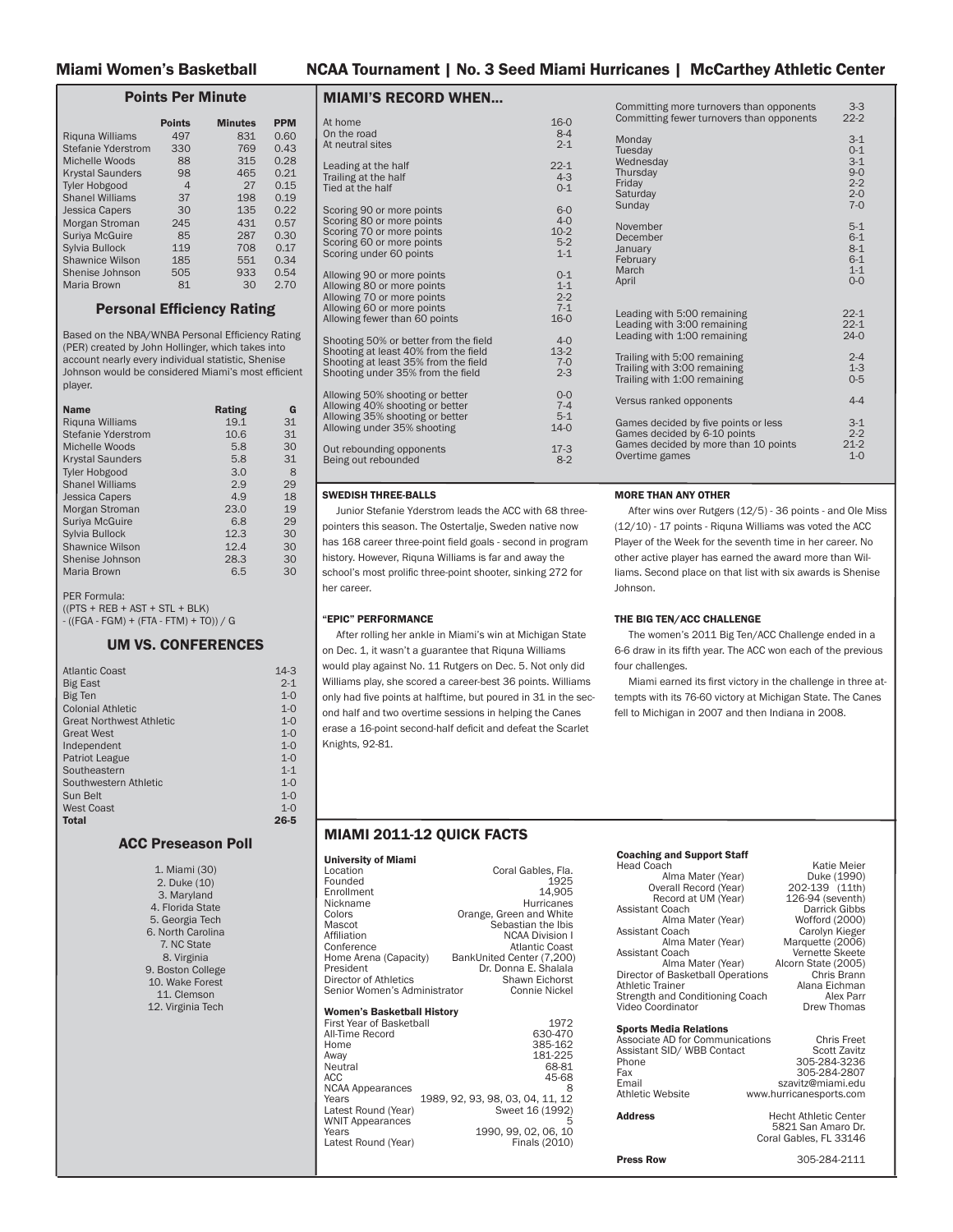## Points Per Minute

| | Points | Minutes | PPM |
|---|---|---|---|
| Riquna Williams | 497 | 831 | 0.60 |
| Stefanie Yderstrom | 330 | 769 | 0.43 |
| Michelle Woods | 88 | 315 | 0.28 |
| Krystal Saunders | 98 | 465 | 0.21 |
| Tyler Hobgood | 4 | 27 | 0.15 |
| Shanel Williams | 37 | 198 | 0.19 |
| Jessica Capers | 30 | 135 | 0.22 |
| Morgan Stroman | 245 | 431 | 0.57 |
| Suriya McGuire | 85 | 287 | 0.30 |
| Sylvia Bullock | 119 | 708 | 0.17 |
| Shawnice Wilson | 185 | 551 | 0.34 |
| Shenise Johnson | 505 | 933 | 0.54 |
| Maria Brown | 81 | 30 | 2.70 |

## Personal Efficiency Rating

Based on the NBA/WNBA Personal Efficiency Rating (PER) created by John Hollinger, which takes into account nearly every individual statistic, Shenise Johnson would be considered Miami's most efficient player.

| Name | Rating | G |
|---|---|---|
| Riquna Williams | 19.1 | 31 |
| Stefanie Yderstrom | 10.6 | 31 |
| Michelle Woods | 5.8 | 30 |
| Krystal Saunders | 5.8 | 31 |
| Tyler Hobgood | 3.0 | 8 |
| Shanel Williams | 2.9 | 29 |
| Jessica Capers | 4.9 | 18 |
| Morgan Stroman | 23.0 | 19 |
| Suriya McGuire | 6.8 | 29 |
| Sylvia Bullock | 12.3 | 30 |
| Shawnice Wilson | 12.4 | 30 |
| Shenise Johnson | 28.3 | 30 |
| Maria Brown | 6.5 | 30 |

PER Formula:
((PTS + REB + AST + STL + BLK)
- ((FGA - FGM) + (FTA - FTM) + TO)) / G

## UM VS. CONFERENCES

| Conference | Record |
|---|---|
| Atlantic Coast | 14-3 |
| Big East | 2-1 |
| Big Ten | 1-0 |
| Colonial Athletic | 1-0 |
| Great Northwest Athletic | 1-0 |
| Great West | 1-0 |
| Independent | 1-0 |
| Patriot League | 1-0 |
| Southeastern | 1-1 |
| Southwestern Athletic | 1-0 |
| Sun Belt | 1-0 |
| West Coast | 1-0 |
| **Total** | **26-5** |

## ACC Preseason Poll

1. Miami (30)
2. Duke (10)
3. Maryland
4. Florida State
5. Georgia Tech
6. North Carolina
7. NC State
8. Virginia
9. Boston College
10. Wake Forest
11. Clemson
12. Virginia Tech

## MIAMI'S RECORD WHEN...

| | |
|---|---|
| At home | 16-0 |
| On the road | 8-4 |
| At neutral sites | 2-1 |
| Leading at the half | 22-1 |
| Trailing at the half | 4-3 |
| Tied at the half | 0-1 |
| Scoring 90 or more points | 6-0 |
| Scoring 80 or more points | 4-0 |
| Scoring 70 or more points | 10-2 |
| Scoring 60 or more points | 5-2 |
| Scoring under 60 points | 1-1 |
| Allowing 90 or more points | 0-1 |
| Allowing 80 or more points | 1-1 |
| Allowing 70 or more points | 2-2 |
| Allowing 60 or more points | 7-1 |
| Allowing fewer than 60 points | 16-0 |
| Shooting 50% or better from the field | 4-0 |
| Shooting at least 40% from the field | 13-2 |
| Shooting at least 35% from the field | 7-0 |
| Shooting under 35% from the field | 2-3 |
| Allowing 50% shooting or better | 0-0 |
| Allowing 40% shooting or better | 7-4 |
| Allowing 35% shooting or better | 5-1 |
| Allowing under 35% shooting | 14-0 |
| Out rebounding opponents | 17-3 |
| Being out rebounded | 8-2 |
| Committing more turnovers than opponents | 3-3 |
| Committing fewer turnovers than opponents | 22-2 |
| Monday | 3-1 |
| Tuesday | 0-1 |
| Wednesday | 3-1 |
| Thursday | 9-0 |
| Friday | 2-2 |
| Saturday | 2-0 |
| Sunday | 7-0 |
| November | 5-1 |
| December | 6-1 |
| January | 8-1 |
| February | 6-1 |
| March | 1-1 |
| April | 0-0 |
| Leading with 5:00 remaining | 22-1 |
| Leading with 3:00 remaining | 22-1 |
| Leading with 1:00 remaining | 24-0 |
| Trailing with 5:00 remaining | 2-4 |
| Trailing with 3:00 remaining | 1-3 |
| Trailing with 1:00 remaining | 0-5 |
| Versus ranked opponents | 4-4 |
| Games decided by five points or less | 3-1 |
| Games decided by 6-10 points | 2-2 |
| Games decided by more than 10 points | 21-2 |
| Overtime games | 1-0 |

### SWEDISH THREE-BALLS

Junior Stefanie Yderstrom leads the ACC with 68 three-pointers this season. The Ostertalje, Sweden native now has 168 career three-point field goals - second in program history. However, Riquna Williams is far and away the school's most prolific three-point shooter, sinking 272 for her career.

### "EPIC" PERFORMANCE

After rolling her ankle in Miami's win at Michigan State on Dec. 1, it wasn't a guarantee that Riquna Williams would play against No. 11 Rutgers on Dec. 5. Not only did Williams play, she scored a career-best 36 points. Williams only had five points at halftime, but poured in 31 in the second half and two overtime sessions in helping the Canes erase a 16-point second-half deficit and defeat the Scarlet Knights, 92-81.

### MORE THAN ANY OTHER

After wins over Rutgers (12/5) - 36 points - and Ole Miss (12/10) - 17 points - Riquna Williams was voted the ACC Player of the Week for the seventh time in her career. No other active player has earned the award more than Williams. Second place on that list with six awards is Shenise Johnson.

### THE BIG TEN/ACC CHALLENGE

The women's 2011 Big Ten/ACC Challenge ended in a 6-6 draw in its fifth year. The ACC won each of the previous four challenges.

Miami earned its first victory in the challenge in three attempts with its 76-60 victory at Michigan State. The Canes fell to Michigan in 2007 and then Indiana in 2008.

## MIAMI 2011-12 QUICK FACTS

**University of Miami**

| | |
|---|---|
| Location | Coral Gables, Fla. |
| Founded | 1925 |
| Enrollment | 14,905 |
| Nickname | Hurricanes |
| Colors | Orange, Green and White |
| Mascot | Sebastian the Ibis |
| Affiliation | NCAA Division I |
| Conference | Atlantic Coast |
| Home Arena (Capacity) | BankUnited Center (7,200) |
| President | Dr. Donna E. Shalala |
| Director of Athletics | Shawn Eichorst |
| Senior Women's Administrator | Connie Nickel |

**Women's Basketball History**

| | |
|---|---|
| First Year of Basketball | 1972 |
| All-Time Record | 630-470 |
| Home | 385-162 |
| Away | 181-225 |
| Neutral | 68-81 |
| ACC | 45-68 |
| NCAA Appearances | 8 |
| Years | 1989, 92, 93, 98, 03, 04, 11, 12 |
| Latest Round (Year) | Sweet 16 (1992) |
| WNIT Appearances | 5 |
| Years | 1990, 99, 02, 06, 10 |
| Latest Round (Year) | Finals (2010) |

**Coaching and Support Staff**

| | |
|---|---|
| Head Coach | Katie Meier |
| Alma Mater (Year) | Duke (1990) |
| Overall Record (Year) | 202-139 (11th) |
| Record at UM (Year) | 126-94 (seventh) |
| Assistant Coach | Darrick Gibbs |
| Alma Mater (Year) | Wofford (2000) |
| Assistant Coach | Carolyn Kieger |
| Alma Mater (Year) | Marquette (2006) |
| Assistant Coach | Vernette Skeete |
| Alma Mater (Year) | Alcorn State (2005) |
| Director of Basketball Operations | Chris Brann |
| Athletic Trainer | Alana Eichman |
| Strength and Conditioning Coach | Alex Parr |
| Video Coordinator | Drew Thomas |

**Sports Media Relations**

| | |
|---|---|
| Associate AD for Communications | Chris Freet |
| Assistant SID/ WBB Contact | Scott Zavitz |
| Phone | 305-284-3236 |
| Fax | 305-284-2807 |
| Email | szavitz@miami.edu |
| Athletic Website | www.hurricanesports.com |

**Address**
Hecht Athletic Center
5821 San Amaro Dr.
Coral Gables, FL 33146

**Press Row** 305-284-2111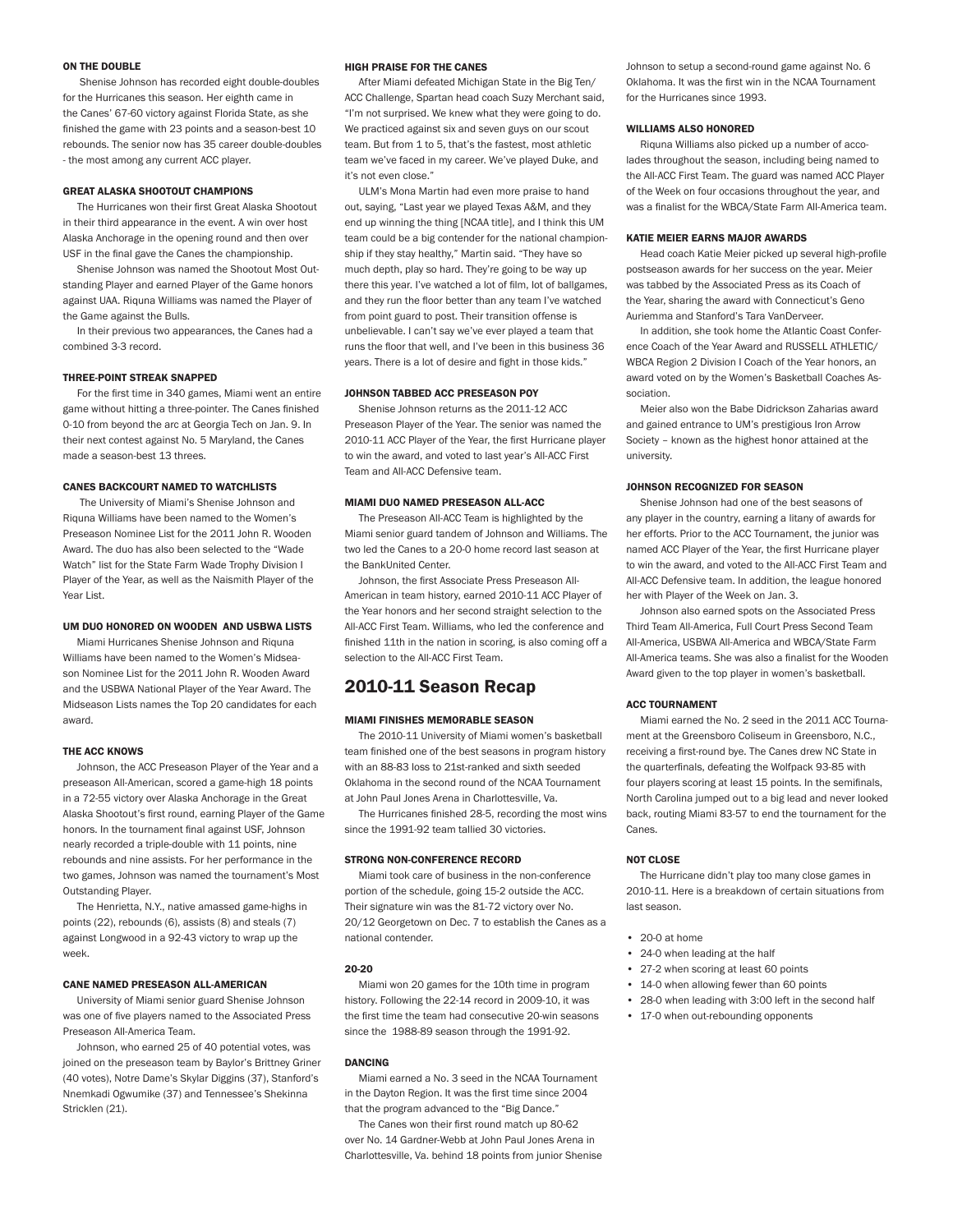#### ON THE DOUBLE

Shenise Johnson has recorded eight double-doubles for the Hurricanes this season. Her eighth came in the Canes' 67-60 victory against Florida State, as she finished the game with 23 points and a season-best 10 rebounds. The senior now has 35 career double-doubles - the most among any current ACC player.

#### GREAT ALASKA SHOOTOUT CHAMPIONS

The Hurricanes won their first Great Alaska Shootout in their third appearance in the event. A win over host Alaska Anchorage in the opening round and then over USF in the final gave the Canes the championship.

Shenise Johnson was named the Shootout Most Outstanding Player and earned Player of the Game honors against UAA. Riquna Williams was named the Player of the Game against the Bulls.

In their previous two appearances, the Canes had a combined 3-3 record.

#### THREE-POINT STREAK SNAPPED

For the first time in 340 games, Miami went an entire game without hitting a three-pointer. The Canes finished 0-10 from beyond the arc at Georgia Tech on Jan. 9. In their next contest against No. 5 Maryland, the Canes made a season-best 13 threes.

#### CANES BACKCOURT NAMED TO WATCHLISTS

The University of Miami's Shenise Johnson and Riquna Williams have been named to the Women's Preseason Nominee List for the 2011 John R. Wooden Award. The duo has also been selected to the "Wade Watch" list for the State Farm Wade Trophy Division I Player of the Year, as well as the Naismith Player of the Year List.

#### UM DUO HONORED ON WOODEN AND USBWA LISTS

Miami Hurricanes Shenise Johnson and Riquna Williams have been named to the Women's Midseason Nominee List for the 2011 John R. Wooden Award and the USBWA National Player of the Year Award. The Midseason Lists names the Top 20 candidates for each award.

#### THE ACC KNOWS

Johnson, the ACC Preseason Player of the Year and a preseason All-American, scored a game-high 18 points in a 72-55 victory over Alaska Anchorage in the Great Alaska Shootout's first round, earning Player of the Game honors. In the tournament final against USF, Johnson nearly recorded a triple-double with 11 points, nine rebounds and nine assists. For her performance in the two games, Johnson was named the tournament's Most Outstanding Player.

The Henrietta, N.Y., native amassed game-highs in points (22), rebounds (6), assists (8) and steals (7) against Longwood in a 92-43 victory to wrap up the week.

#### CANE NAMED PRESEASON ALL-AMERICAN

University of Miami senior guard Shenise Johnson was one of five players named to the Associated Press Preseason All-America Team.

Johnson, who earned 25 of 40 potential votes, was joined on the preseason team by Baylor's Brittney Griner (40 votes), Notre Dame's Skylar Diggins (37), Stanford's Nnemkadi Ogwumike (37) and Tennessee's Shekinna Stricklen (21).

#### HIGH PRAISE FOR THE CANES

After Miami defeated Michigan State in the Big Ten/ACC Challenge, Spartan head coach Suzy Merchant said, "I'm not surprised. We knew what they were going to do. We practiced against six and seven guys on our scout team. But from 1 to 5, that's the fastest, most athletic team we've faced in my career. We've played Duke, and it's not even close."

ULM's Mona Martin had even more praise to hand out, saying, "Last year we played Texas A&M, and they end up winning the thing [NCAA title], and I think this UM team could be a big contender for the national championship if they stay healthy," Martin said. "They have so much depth, play so hard. They're going to be way up there this year. I've watched a lot of film, lot of ballgames, and they run the floor better than any team I've watched from point guard to post. Their transition offense is unbelievable. I can't say we've ever played a team that runs the floor that well, and I've been in this business 36 years. There is a lot of desire and fight in those kids."

#### JOHNSON TABBED ACC PRESEASON POY

Shenise Johnson returns as the 2011-12 ACC Preseason Player of the Year. The senior was named the 2010-11 ACC Player of the Year, the first Hurricane player to win the award, and voted to last year's All-ACC First Team and All-ACC Defensive team.

#### MIAMI DUO NAMED PRESEASON ALL-ACC

The Preseason All-ACC Team is highlighted by the Miami senior guard tandem of Johnson and Williams. The two led the Canes to a 20-0 home record last season at the BankUnited Center.

Johnson, the first Associate Press Preseason All-American in team history, earned 2010-11 ACC Player of the Year honors and her second straight selection to the All-ACC First Team. Williams, who led the conference and finished 11th in the nation in scoring, is also coming off a selection to the All-ACC First Team.

## 2010-11 Season Recap

#### MIAMI FINISHES MEMORABLE SEASON

The 2010-11 University of Miami women's basketball team finished one of the best seasons in program history with an 88-83 loss to 21st-ranked and sixth seeded Oklahoma in the second round of the NCAA Tournament at John Paul Jones Arena in Charlottesville, Va.

The Hurricanes finished 28-5, recording the most wins since the 1991-92 team tallied 30 victories.

#### STRONG NON-CONFERENCE RECORD

Miami took care of business in the non-conference portion of the schedule, going 15-2 outside the ACC. Their signature win was the 81-72 victory over No. 20/12 Georgetown on Dec. 7 to establish the Canes as a national contender.

#### 20-20

Miami won 20 games for the 10th time in program history. Following the 22-14 record in 2009-10, it was the first time the team had consecutive 20-win seasons since the 1988-89 season through the 1991-92.

#### DANCING

Miami earned a No. 3 seed in the NCAA Tournament in the Dayton Region. It was the first time since 2004 that the program advanced to the "Big Dance."

The Canes won their first round match up 80-62 over No. 14 Gardner-Webb at John Paul Jones Arena in Charlottesville, Va. behind 18 points from junior Shenise Johnson to setup a second-round game against No. 6 Oklahoma. It was the first win in the NCAA Tournament for the Hurricanes since 1993.

#### WILLIAMS ALSO HONORED

Riquna Williams also picked up a number of accolades throughout the season, including being named to the All-ACC First Team. The guard was named ACC Player of the Week on four occasions throughout the year, and was a finalist for the WBCA/State Farm All-America team.

#### KATIE MEIER EARNS MAJOR AWARDS

Head coach Katie Meier picked up several high-profile postseason awards for her success on the year. Meier was tabbed by the Associated Press as its Coach of the Year, sharing the award with Connecticut's Geno Auriemma and Stanford's Tara VanDerveer.

In addition, she took home the Atlantic Coast Conference Coach of the Year Award and RUSSELL ATHLETIC/WBCA Region 2 Division I Coach of the Year honors, an award voted on by the Women's Basketball Coaches Association.

Meier also won the Babe Didrickson Zaharias award and gained entrance to UM's prestigious Iron Arrow Society – known as the highest honor attained at the university.

#### JOHNSON RECOGNIZED FOR SEASON

Shenise Johnson had one of the best seasons of any player in the country, earning a litany of awards for her efforts. Prior to the ACC Tournament, the junior was named ACC Player of the Year, the first Hurricane player to win the award, and voted to the All-ACC First Team and All-ACC Defensive team. In addition, the league honored her with Player of the Week on Jan. 3.

Johnson also earned spots on the Associated Press Third Team All-America, Full Court Press Second Team All-America, USBWA All-America and WBCA/State Farm All-America teams. She was also a finalist for the Wooden Award given to the top player in women's basketball.

#### ACC TOURNAMENT

Miami earned the No. 2 seed in the 2011 ACC Tournament at the Greensboro Coliseum in Greensboro, N.C., receiving a first-round bye. The Canes drew NC State in the quarterfinals, defeating the Wolfpack 93-85 with four players scoring at least 15 points. In the semifinals, North Carolina jumped out to a big lead and never looked back, routing Miami 83-57 to end the tournament for the Canes.

#### NOT CLOSE

The Hurricane didn't play too many close games in 2010-11. Here is a breakdown of certain situations from last season.

- 20-0 at home
- 24-0 when leading at the half
- 27-2 when scoring at least 60 points
- 14-0 when allowing fewer than 60 points
- 28-0 when leading with 3:00 left in the second half
- 17-0 when out-rebounding opponents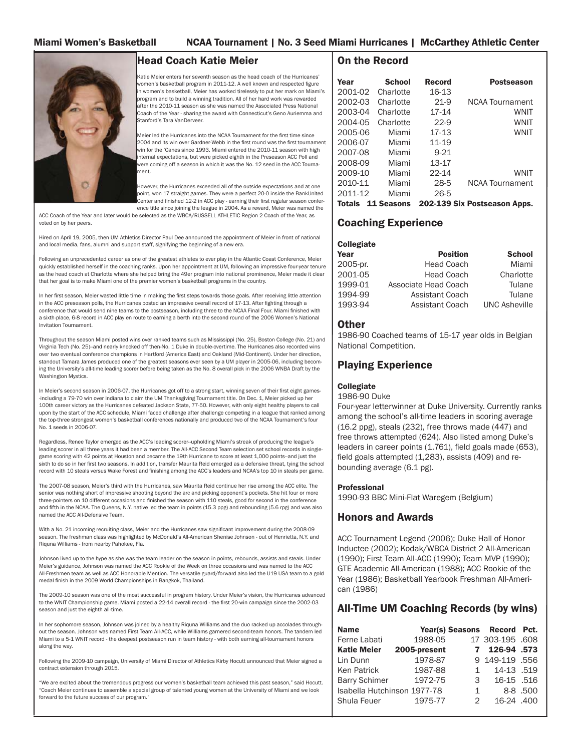## Head Coach Katie Meier

Katie Meier enters her seventh season as the head coach of the Hurricanes' women's basketball program in 2011-12. A well known and respected figure in women's basketball, Meier has worked tirelessly to put her mark on Miami's program and to build a winning tradition. All of her hard work was rewarded after the 2010-11 season as she was named the Associated Press National Coach of the Year - sharing the award with Connecticut's Geno Auriemma and Stanford's Tara VanDerveer.

Meier led the Hurricanes into the NCAA Tournament for the first time since 2004 and its win over Gardner-Webb in the first round was the first tournament win for the 'Canes since 1993. Miami entered the 2010-11 season with high internal expectations, but were picked eighth in the Preseason ACC Poll and were coming off a season in which it was the No. 12 seed in the ACC Tournament.

However, the Hurricanes exceeded all of the outside expectations and at one point, won 17 straight games. They were a perfect 20-0 inside the BankUnited Center and finished 12-2 in ACC play - earning their first regular season conference title since joining the league in 2004. As a reward, Meier was named the ACC Coach of the Year and later would be selected as the WBCA/RUSSELL ATHLETIC Region 2 Coach of the Year, as voted on by her peers.

Hired on April 19, 2005, then UM Athletics Director Paul Dee announced the appointment of Meier in front of national and local media, fans, alumni and support staff, signifying the beginning of a new era.

Following an unprecedented career as one of the greatest athletes to ever play in the Atlantic Coast Conference, Meier quickly established herself in the coaching ranks. Upon her appointment at UM, following an impressive four-year tenure as the head coach at Charlotte where she helped bring the 49er program into national prominence, Meier made it clear that her goal is to make Miami one of the premier women's basketball programs in the country.

In her first season, Meier wasted little time in making the first steps towards those goals. After receiving little attention in the ACC preseason polls, the Hurricanes posted an impressive overall record of 17-13. After fighting through a conference that would send nine teams to the postseason, including three to the NCAA Final Four. Miami finished with a sixth-place, 6-8 record in ACC play en route to earning a berth into the second round of the 2006 Women's National Invitation Tournament.

Throughout the season Miami posted wins over ranked teams such as Mississippi (No. 25), Boston College (No. 21) and Virginia Tech (No. 25)--and nearly knocked off then-No. 1 Duke in double-overtime. The Hurricanes also recorded wins over two eventual conference champions in Hartford (America East) and Oakland (Mid-Continent). Under her direction, standout Tamara James produced one of the greatest seasons ever seen by a UM player in 2005-06, including becoming the University's all-time leading scorer before being taken as the No. 8 overall pick in the 2006 WNBA Draft by the Washington Mystics.

In Meier's second season in 2006-07, the Hurricanes got off to a strong start, winning seven of their first eight games--including a 79-70 win over Indiana to claim the UM Thanksgiving Tournament title. On Dec. 1, Meier picked up her 100th career victory as the Hurricanes defeated Jackson State, 77-50. However, with only eight healthy players to call upon by the start of the ACC schedule, Miami faced challenge after challenge competing in a league that ranked among the top-three strongest women's basketball conferences nationally and produced two of the NCAA Tournament's four No. 1 seeds in 2006-07.

Regardless, Renee Taylor emerged as the ACC's leading scorer--upholding Miami's streak of producing the league's leading scorer in all three years it had been a member. The All-ACC Second Team selection set school records in single-game scoring with 42 points at Houston and became the 19th Hurricane to score at least 1,000 points--and just the sixth to do so in her first two seasons. In addition, transfer Maurita Reid emerged as a defensive threat, tying the school record with 10 steals versus Wake Forest and finishing among the ACC's leaders and NCAA's top 10 in steals per game.

The 2007-08 season, Meier's third with the Hurricanes, saw Maurita Reid continue her rise among the ACC elite. The senior was nothing short of impressive shooting beyond the arc and picking opponent's pockets. She hit four or more three-pointers on 10 different occasions and finished the season with 110 steals, good for second in the conference and fifth in the NCAA. The Queens, N.Y. native led the team in points (15.3 ppg) and rebounding (5.6 rpg) and was also named the ACC All-Defensive Team.

With a No. 21 incoming recruiting class, Meier and the Hurricanes saw significant improvement during the 2008-09 season. The freshman class was highlighted by McDonald's All-American Shenise Johnson - out of Henrietta, N.Y. and Riquna Williams - from nearby Pahokee, Fla.

Johnson lived up to the hype as she was the team leader on the season in points, rebounds, assists and steals. Under Meier's guidance, Johnson was named the ACC Rookie of the Week on three occasions and was named to the ACC All-Freshmen team as well as ACC Honorable Mention. The versatile guard/forward also led the U19 USA team to a gold medal finish in the 2009 World Championships in Bangkok, Thailand.

The 2009-10 season was one of the most successful in program history. Under Meier's vision, the Hurricanes advanced to the WNIT Championship game. Miami posted a 22-14 overall record - the first 20-win campaign since the 2002-03 season and just the eighth all-time.

In her sophomore season, Johnson was joined by a healthy Riquna Williams and the duo racked up accolades throughout the season. Johnson was named First Team All-ACC, while Williams garnered second-team honors. The tandem led Miami to a 5-1 WNIT record - the deepest postseason run in team history - with both earning all-tournament honors along the way.

Following the 2009-10 campaign, University of Miami Director of Athletics Kirby Hocutt announced that Meier signed a contract extension through 2015.

"We are excited about the tremendous progress our women's basketball team achieved this past season," said Hocutt. "Coach Meier continues to assemble a special group of talented young women at the University of Miami and we look forward to the future success of our program."

## On the Record

| Year | School | Record | Postseason |
|---|---|---|---|
| 2001-02 | Charlotte | 16-13 | |
| 2002-03 | Charlotte | 21-9 | NCAA Tournament |
| 2003-04 | Charlotte | 17-14 | WNIT |
| 2004-05 | Charlotte | 22-9 | WNIT |
| 2005-06 | Miami | 17-13 | WNIT |
| 2006-07 | Miami | 11-19 | |
| 2007-08 | Miami | 9-21 | |
| 2008-09 | Miami | 13-17 | |
| 2009-10 | Miami | 22-14 | WNIT |
| 2010-11 | Miami | 28-5 | NCAA Tournament |
| 2011-12 | Miami | 26-5 | |
| **Totals** | **11 Seasons** | **202-139** | **Six Postseason Apps.** |

## Coaching Experience

### Collegiate

| Year | Position | School |
|---|---|---|
| 2005-pr. | Head Coach | Miami |
| 2001-05 | Head Coach | Charlotte |
| 1999-01 | Associate Head Coach | Tulane |
| 1994-99 | Assistant Coach | Tulane |
| 1993-94 | Assistant Coach | UNC Asheville |

## Other

1986-90 Coached teams of 15-17 year olds in Belgian National Competition.

## Playing Experience

### Collegiate

1986-90 Duke

Four-year letterwinner at Duke University. Currently ranks among the school's all-time leaders in scoring average (16.2 ppg), steals (232), free throws made (447) and free throws attempted (624). Also listed among Duke's leaders in career points (1,761), field goals made (653), field goals attempted (1,283), assists (409) and rebounding average (6.1 pg).

### Professional

1990-93 BBC Mini-Flat Waregem (Belgium)

## Honors and Awards

ACC Tournament Legend (2006); Duke Hall of Honor Inductee (2002); Kodak/WBCA District 2 All-American (1990); First Team All-ACC (1990); Team MVP (1990); GTE Academic All-American (1988); ACC Rookie of the Year (1986); Basketball Yearbook Freshman All-American (1986)

## All-Time UM Coaching Records (by wins)

| Name | Year(s) | Seasons | Record | Pct. |
|---|---|---|---|---|
| Ferne Labati | 1988-05 | 17 | 303-195 | .608 |
| **Katie Meier** | **2005-present** | **7** | **126-94** | **.573** |
| Lin Dunn | 1978-87 | 9 | 149-119 | .556 |
| Ken Patrick | 1987-88 | 1 | 14-13 | .519 |
| Barry Schimer | 1972-75 | 3 | 16-15 | .516 |
| Isabella Hutchinson | 1977-78 | 1 | 8-8 | .500 |
| Shula Feuer | 1975-77 | 2 | 16-24 | .400 |